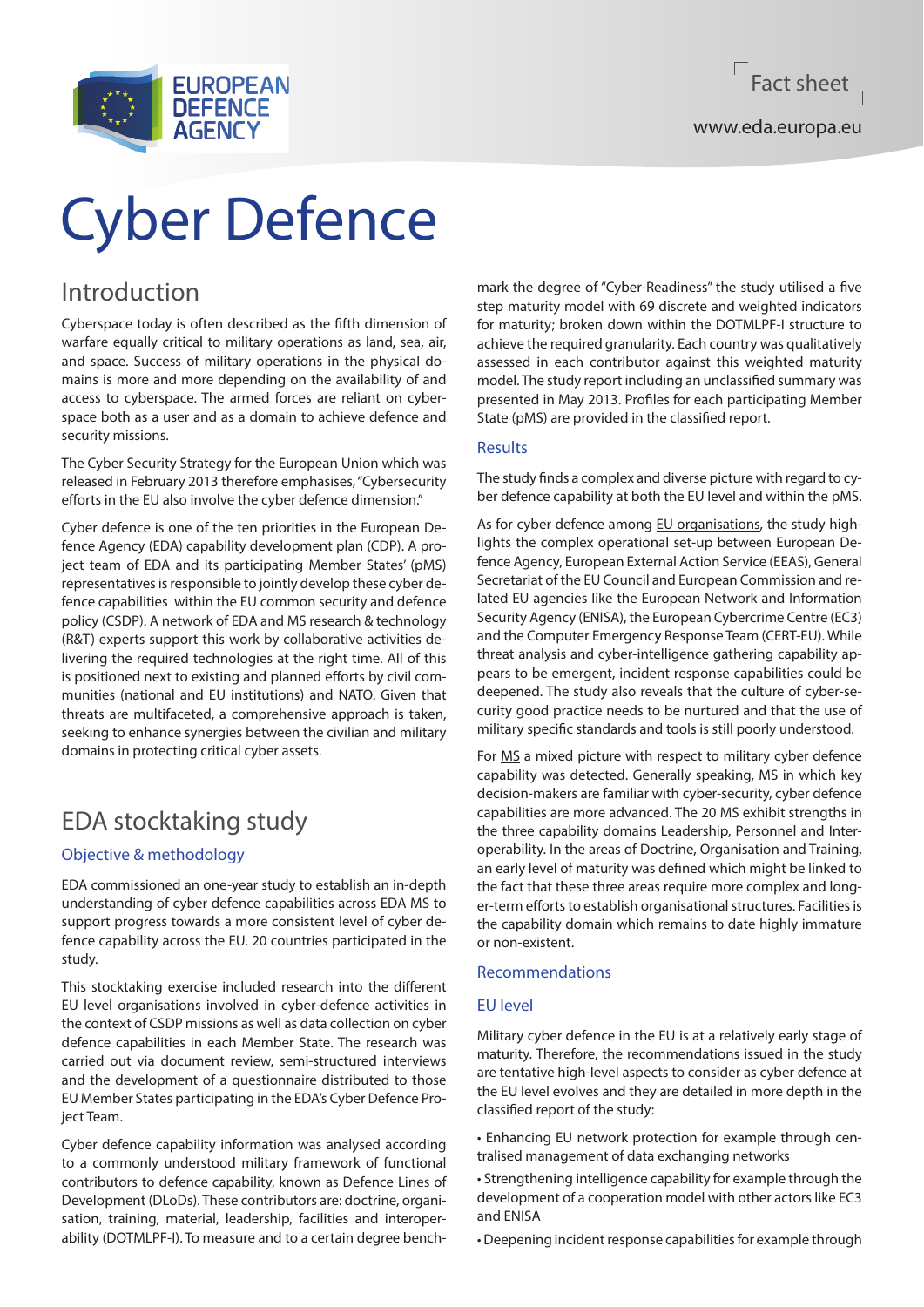Fact sheet

www.eda.europa.eu

# Cyber Defence

## Introduction

Cyberspace today is often described as the fifth dimension of warfare equally critical to military operations as land, sea, air, and space. Success of military operations in the physical domains is more and more depending on the availability of and access to cyberspace. The armed forces are reliant on cyberspace both as a user and as a domain to achieve defence and security missions.

The Cyber Security Strategy for the European Union which was released in February 2013 therefore emphasises, "Cybersecurity efforts in the EU also involve the cyber defence dimension."

Cyber defence is one of the ten priorities in the European Defence Agency (EDA) capability development plan (CDP). A project team of EDA and its participating Member States' (pMS) representatives is responsible to jointly develop these cyber defence capabilities within the EU common security and defence policy (CSDP). A network of EDA and MS research & technology (R&T) experts support this work by collaborative activities delivering the required technologies at the right time. All of this is positioned next to existing and planned efforts by civil communities (national and EU institutions) and NATO. Given that threats are multifaceted, a comprehensive approach is taken, seeking to enhance synergies between the civilian and military domains in protecting critical cyber assets.

## EDA stocktaking study

### Objective & methodology

EDA commissioned an one-year study to establish an in-depth understanding of cyber defence capabilities across EDA MS to support progress towards a more consistent level of cyber defence capability across the EU. 20 countries participated in the study.

This stocktaking exercise included research into the different EU level organisations involved in cyber-defence activities in the context of CSDP missions as well as data collection on cyber defence capabilities in each Member State. The research was carried out via document review, semi-structured interviews and the development of a questionnaire distributed to those EU Member States participating in the EDA's Cyber Defence Project Team.

Cyber defence capability information was analysed according to a commonly understood military framework of functional contributors to defence capability, known as Defence Lines of Development (DLoDs). These contributors are: doctrine, organisation, training, material, leadership, facilities and interoperability (DOTMLPF-I). To measure and to a certain degree benchmark the degree of "Cyber-Readiness" the study utilised a five step maturity model with 69 discrete and weighted indicators for maturity; broken down within the DOTMLPF-I structure to achieve the required granularity. Each country was qualitatively assessed in each contributor against this weighted maturity model. The study report including an unclassified summary was presented in May 2013. Profiles for each participating Member State (pMS) are provided in the classified report.

### Results

The study finds a complex and diverse picture with regard to cyber defence capability at both the EU level and within the pMS.

As for cyber defence among EU organisations, the study highlights the complex operational set-up between European Defence Agency, European External Action Service (EEAS), General Secretariat of the EU Council and European Commission and related EU agencies like the European Network and Information Security Agency (ENISA), the European Cybercrime Centre (EC3) and the Computer Emergency Response Team (CERT-EU). While threat analysis and cyber-intelligence gathering capability appears to be emergent, incident response capabilities could be deepened. The study also reveals that the culture of cyber-security good practice needs to be nurtured and that the use of military specific standards and tools is still poorly understood.

For MS a mixed picture with respect to military cyber defence capability was detected. Generally speaking, MS in which key decision-makers are familiar with cyber-security, cyber defence capabilities are more advanced. The 20 MS exhibit strengths in the three capability domains Leadership, Personnel and Interoperability. In the areas of Doctrine, Organisation and Training, an early level of maturity was defined which might be linked to the fact that these three areas require more complex and longer-term efforts to establish organisational structures. Facilities is the capability domain which remains to date highly immature or non-existent.

### Recommendations

### EU level

Military cyber defence in the EU is at a relatively early stage of maturity. Therefore, the recommendations issued in the study are tentative high-level aspects to consider as cyber defence at the EU level evolves and they are detailed in more depth in the classified report of the study:

- Enhancing EU network protection for example through centralised management of data exchanging networks
- Strengthening intelligence capability for example through the development of a cooperation model with other actors like EC3 and ENISA
- Deepening incident response capabilities for example through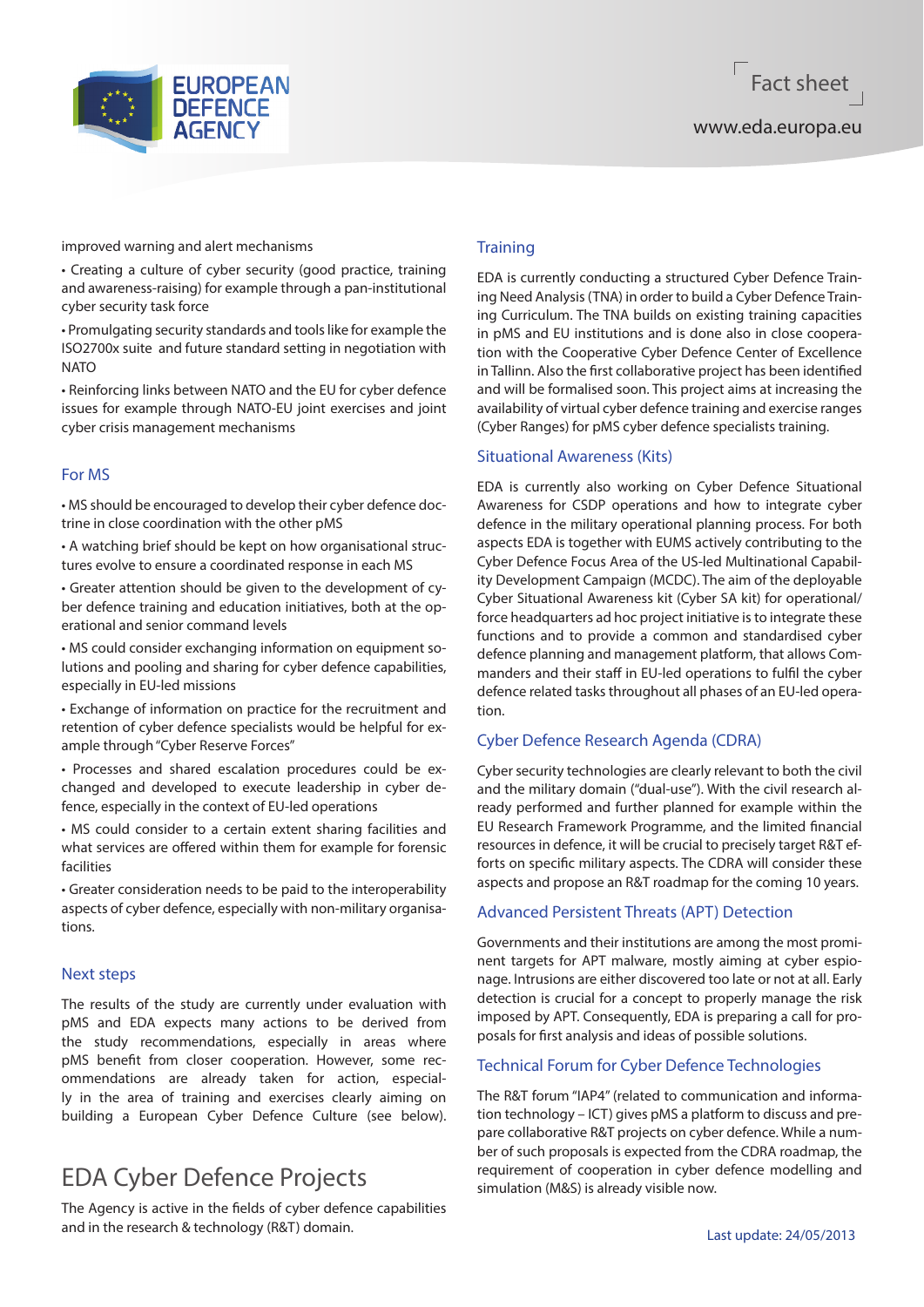improved warning and alert mechanisms

• Creating a culture of cyber security (good practice, training and awareness-raising) for example through a pan-institutional cyber security task force

• Promulgating security standards and tools like for example the ISO2700x suite and future standard setting in negotiation with NATO

• Reinforcing links between NATO and the EU for cyber defence issues for example through NATO-EU joint exercises and joint cyber crisis management mechanisms

### For MS

• MS should be encouraged to develop their cyber defence doctrine in close coordination with the other pMS

• A watching brief should be kept on how organisational structures evolve to ensure a coordinated response in each MS

• Greater attention should be given to the development of cyber defence training and education initiatives, both at the operational and senior command levels

• MS could consider exchanging information on equipment solutions and pooling and sharing for cyber defence capabilities, especially in EU-led missions

• Exchange of information on practice for the recruitment and retention of cyber defence specialists would be helpful for example through "Cyber Reserve Forces"

• Processes and shared escalation procedures could be exchanged and developed to execute leadership in cyber defence, especially in the context of EU-led operations

• MS could consider to a certain extent sharing facilities and what services are offered within them for example for forensic facilities

• Greater consideration needs to be paid to the interoperability aspects of cyber defence, especially with non-military organisations.

### Next steps

The results of the study are currently under evaluation with pMS and EDA expects many actions to be derived from the study recommendations, especially in areas where pMS benefit from closer cooperation. However, some recommendations are already taken for action, especially in the area of training and exercises clearly aiming on building a European Cyber Defence Culture (see below).

## EDA Cyber Defence Projects

The Agency is active in the fields of cyber defence capabilities and in the research & technology (R&T) domain.

### Training

EDA is currently conducting a structured Cyber Defence Training Need Analysis (TNA) in order to build a Cyber Defence Training Curriculum. The TNA builds on existing training capacities in pMS and EU institutions and is done also in close cooperation with the Cooperative Cyber Defence Center of Excellence in Tallinn. Also the first collaborative project has been identified and will be formalised soon. This project aims at increasing the availability of virtual cyber defence training and exercise ranges (Cyber Ranges) for pMS cyber defence specialists training.

### Situational Awareness (Kits)

EDA is currently also working on Cyber Defence Situational Awareness for CSDP operations and how to integrate cyber defence in the military operational planning process. For both aspects EDA is together with EUMS actively contributing to the Cyber Defence Focus Area of the US-led Multinational Capability Development Campaign (MCDC). The aim of the deployable Cyber Situational Awareness kit (Cyber SA kit) for operational/force headquarters ad hoc project initiative is to integrate these functions and to provide a common and standardised cyber defence planning and management platform, that allows Commanders and their staff in EU-led operations to fulfil the cyber defence related tasks throughout all phases of an EU-led operation.

### Cyber Defence Research Agenda (CDRA)

Cyber security technologies are clearly relevant to both the civil and the military domain ("dual-use"). With the civil research already performed and further planned for example within the EU Research Framework Programme, and the limited financial resources in defence, it will be crucial to precisely target R&T efforts on specific military aspects. The CDRA will consider these aspects and propose an R&T roadmap for the coming 10 years.

### Advanced Persistent Threats (APT) Detection

Governments and their institutions are among the most prominent targets for APT malware, mostly aiming at cyber espionage. Intrusions are either discovered too late or not at all. Early detection is crucial for a concept to properly manage the risk imposed by APT. Consequently, EDA is preparing a call for proposals for first analysis and ideas of possible solutions.

### Technical Forum for Cyber Defence Technologies

The R&T forum "IAP4" (related to communication and information technology – ICT) gives pMS a platform to discuss and prepare collaborative R&T projects on cyber defence. While a number of such proposals is expected from the CDRA roadmap, the requirement of cooperation in cyber defence modelling and simulation (M&S) is already visible now.

Last update: 24/05/2013